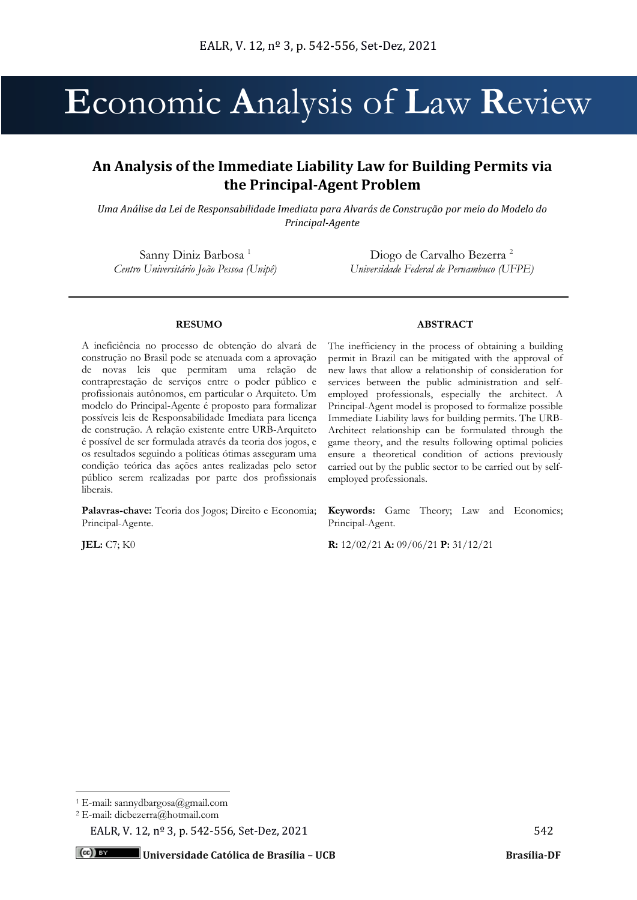# An Analysis of the Immediate Liability Law for Building Permits via the Principal-Agent Problem

*Uma Análise da Lei de Responsabilidade Imediata para Alvarás de Construção por meio do Modelo do Principal-Agente*

Sanny Diniz Barbosa [1]
*Centro Universitário João Pessoa (Unipê)*

Diogo de Carvalho Bezerra [2]
*Universidade Federal de Pernambuco (UFPE)*

---

**RESUMO**

A ineficiência no processo de obtenção do alvará de construção no Brasil pode se atenuada com a aprovação de novas leis que permitam uma relação de contraprestação de serviços entre o poder público e profissionais autônomos, em particular o Arquiteto. Um modelo do Principal-Agente é proposto para formalizar possíveis leis de Responsabilidade Imediata para licença de construção. A relação existente entre URB-Arquiteto é possível de ser formulada através da teoria dos jogos, e os resultados seguindo a políticas ótimas asseguram uma condição teórica das ações antes realizadas pelo setor público serem realizadas por parte dos profissionais liberais.

**Palavras-chave:** Teoria dos Jogos; Direito e Economia; Principal-Agente.

**JEL:** C7; K0

**ABSTRACT**

The inefficiency in the process of obtaining a building permit in Brazil can be mitigated with the approval of new laws that allow a relationship of consideration for services between the public administration and self-employed professionals, especially the architect. A Principal-Agent model is proposed to formalize possible Immediate Liability laws for building permits. The URB-Architect relationship can be formulated through the game theory, and the results following optimal policies ensure a theoretical condition of actions previously carried out by the public sector to be carried out by self-employed professionals.

**Keywords:** Game Theory; Law and Economics; Principal-Agent.

**R:** 12/02/21 **A:** 09/06/21 **P:** 31/12/21

---

[1] E-mail: sannydbargosa@gmail.com

[2] E-mail: dicbezerra@hotmail.com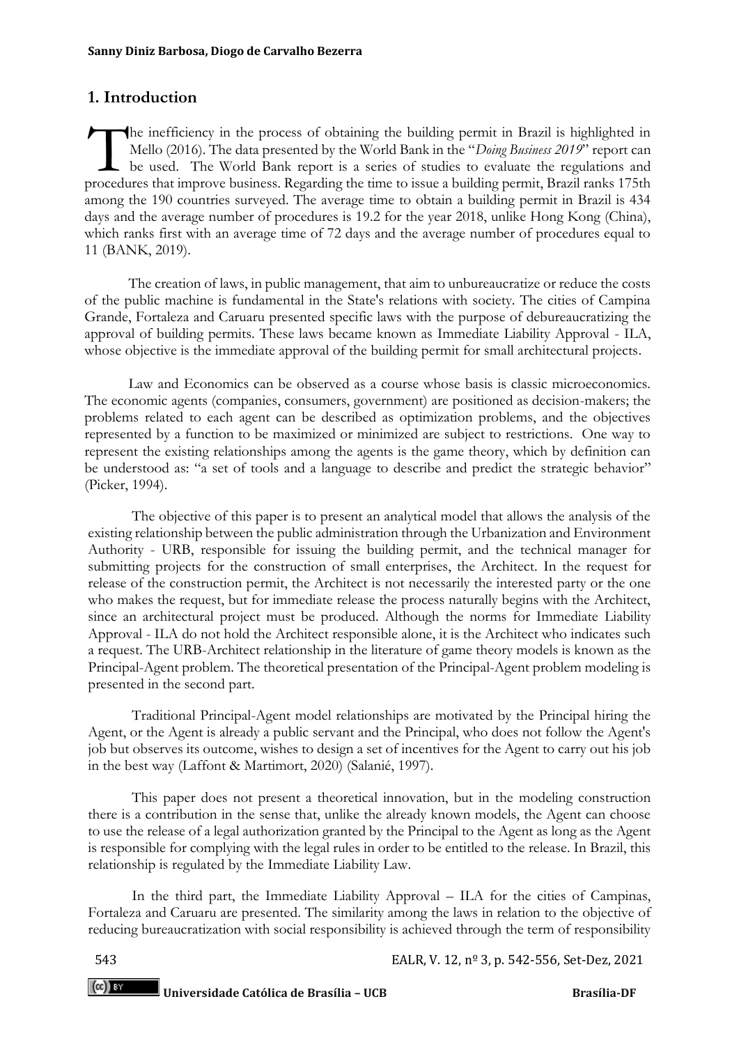## 1. Introduction

The inefficiency in the process of obtaining the building permit in Brazil is highlighted in Mello (2016). The data presented by the World Bank in the "*Doing Business 2019*" report can be used. The World Bank report is a series of studies to evaluate the regulations and procedures that improve business. Regarding the time to issue a building permit, Brazil ranks 175th among the 190 countries surveyed. The average time to obtain a building permit in Brazil is 434 days and the average number of procedures is 19.2 for the year 2018, unlike Hong Kong (China), which ranks first with an average time of 72 days and the average number of procedures equal to 11 (BANK, 2019).

The creation of laws, in public management, that aim to unbureaucratize or reduce the costs of the public machine is fundamental in the State's relations with society. The cities of Campina Grande, Fortaleza and Caruaru presented specific laws with the purpose of debureaucratizing the approval of building permits. These laws became known as Immediate Liability Approval - ILA, whose objective is the immediate approval of the building permit for small architectural projects.

Law and Economics can be observed as a course whose basis is classic microeconomics. The economic agents (companies, consumers, government) are positioned as decision-makers; the problems related to each agent can be described as optimization problems, and the objectives represented by a function to be maximized or minimized are subject to restrictions. One way to represent the existing relationships among the agents is the game theory, which by definition can be understood as: "a set of tools and a language to describe and predict the strategic behavior" (Picker, 1994).

The objective of this paper is to present an analytical model that allows the analysis of the existing relationship between the public administration through the Urbanization and Environment Authority - URB, responsible for issuing the building permit, and the technical manager for submitting projects for the construction of small enterprises, the Architect. In the request for release of the construction permit, the Architect is not necessarily the interested party or the one who makes the request, but for immediate release the process naturally begins with the Architect, since an architectural project must be produced. Although the norms for Immediate Liability Approval - ILA do not hold the Architect responsible alone, it is the Architect who indicates such a request. The URB-Architect relationship in the literature of game theory models is known as the Principal-Agent problem. The theoretical presentation of the Principal-Agent problem modeling is presented in the second part.

Traditional Principal-Agent model relationships are motivated by the Principal hiring the Agent, or the Agent is already a public servant and the Principal, who does not follow the Agent's job but observes its outcome, wishes to design a set of incentives for the Agent to carry out his job in the best way (Laffont & Martimort, 2020) (Salanié, 1997).

This paper does not present a theoretical innovation, but in the modeling construction there is a contribution in the sense that, unlike the already known models, the Agent can choose to use the release of a legal authorization granted by the Principal to the Agent as long as the Agent is responsible for complying with the legal rules in order to be entitled to the release. In Brazil, this relationship is regulated by the Immediate Liability Law.

In the third part, the Immediate Liability Approval – ILA for the cities of Campinas, Fortaleza and Caruaru are presented. The similarity among the laws in relation to the objective of reducing bureaucratization with social responsibility is achieved through the term of responsibility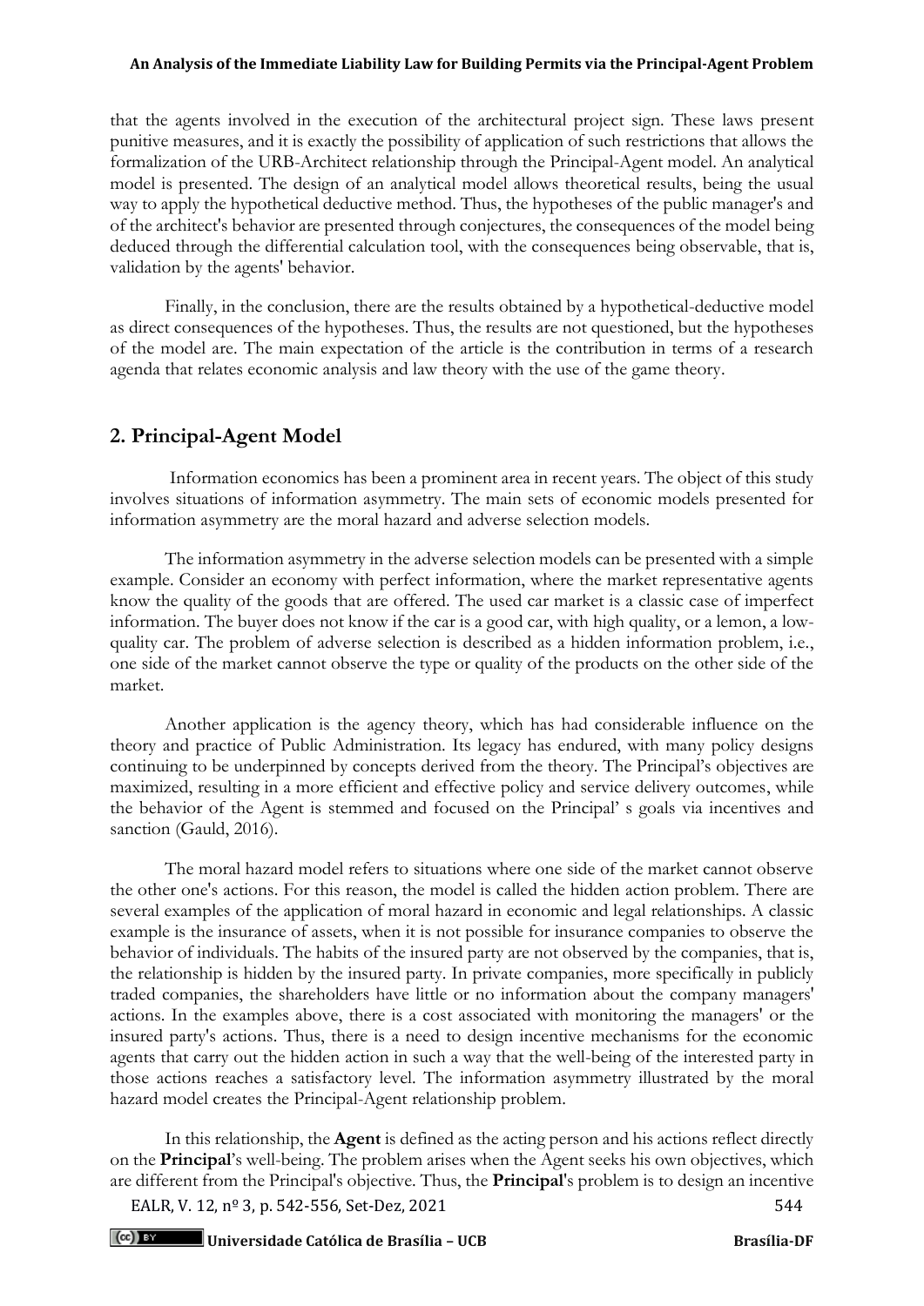that the agents involved in the execution of the architectural project sign. These laws present punitive measures, and it is exactly the possibility of application of such restrictions that allows the formalization of the URB-Architect relationship through the Principal-Agent model. An analytical model is presented. The design of an analytical model allows theoretical results, being the usual way to apply the hypothetical deductive method. Thus, the hypotheses of the public manager's and of the architect's behavior are presented through conjectures, the consequences of the model being deduced through the differential calculation tool, with the consequences being observable, that is, validation by the agents' behavior.

Finally, in the conclusion, there are the results obtained by a hypothetical-deductive model as direct consequences of the hypotheses. Thus, the results are not questioned, but the hypotheses of the model are. The main expectation of the article is the contribution in terms of a research agenda that relates economic analysis and law theory with the use of the game theory.

## 2. Principal-Agent Model

Information economics has been a prominent area in recent years. The object of this study involves situations of information asymmetry. The main sets of economic models presented for information asymmetry are the moral hazard and adverse selection models.

The information asymmetry in the adverse selection models can be presented with a simple example. Consider an economy with perfect information, where the market representative agents know the quality of the goods that are offered. The used car market is a classic case of imperfect information. The buyer does not know if the car is a good car, with high quality, or a lemon, a low-quality car. The problem of adverse selection is described as a hidden information problem, i.e., one side of the market cannot observe the type or quality of the products on the other side of the market.

Another application is the agency theory, which has had considerable influence on the theory and practice of Public Administration. Its legacy has endured, with many policy designs continuing to be underpinned by concepts derived from the theory. The Principal's objectives are maximized, resulting in a more efficient and effective policy and service delivery outcomes, while the behavior of the Agent is stemmed and focused on the Principal' s goals via incentives and sanction (Gauld, 2016).

The moral hazard model refers to situations where one side of the market cannot observe the other one's actions. For this reason, the model is called the hidden action problem. There are several examples of the application of moral hazard in economic and legal relationships. A classic example is the insurance of assets, when it is not possible for insurance companies to observe the behavior of individuals. The habits of the insured party are not observed by the companies, that is, the relationship is hidden by the insured party. In private companies, more specifically in publicly traded companies, the shareholders have little or no information about the company managers' actions. In the examples above, there is a cost associated with monitoring the managers' or the insured party's actions. Thus, there is a need to design incentive mechanisms for the economic agents that carry out the hidden action in such a way that the well-being of the interested party in those actions reaches a satisfactory level. The information asymmetry illustrated by the moral hazard model creates the Principal-Agent relationship problem.

In this relationship, the **Agent** is defined as the acting person and his actions reflect directly on the **Principal**'s well-being. The problem arises when the Agent seeks his own objectives, which are different from the Principal's objective. Thus, the **Principal**'s problem is to design an incentive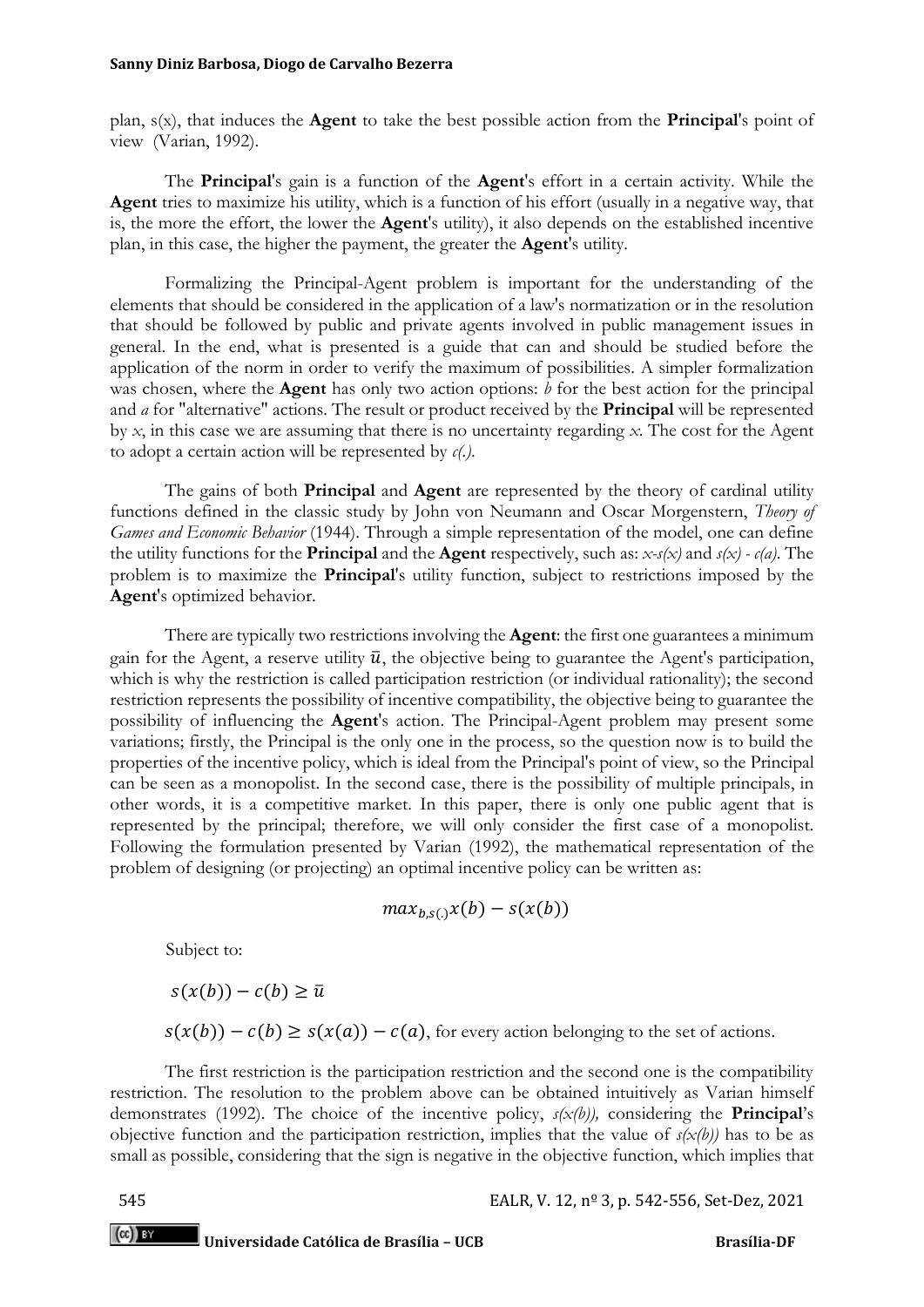plan, s(x), that induces the **Agent** to take the best possible action from the **Principal**'s point of view (Varian, 1992).

The **Principal**'s gain is a function of the **Agent**'s effort in a certain activity. While the **Agent** tries to maximize his utility, which is a function of his effort (usually in a negative way, that is, the more the effort, the lower the **Agent**'s utility), it also depends on the established incentive plan, in this case, the higher the payment, the greater the **Agent**'s utility.

Formalizing the Principal-Agent problem is important for the understanding of the elements that should be considered in the application of a law's normatization or in the resolution that should be followed by public and private agents involved in public management issues in general. In the end, what is presented is a guide that can and should be studied before the application of the norm in order to verify the maximum of possibilities. A simpler formalization was chosen, where the **Agent** has only two action options: *b* for the best action for the principal and *a* for "alternative" actions. The result or product received by the **Principal** will be represented by *x*, in this case we are assuming that there is no uncertainty regarding *x*. The cost for the Agent to adopt a certain action will be represented by *c(.)*.

The gains of both **Principal** and **Agent** are represented by the theory of cardinal utility functions defined in the classic study by John von Neumann and Oscar Morgenstern, *Theory of Games and Economic Behavior* (1944). Through a simple representation of the model, one can define the utility functions for the **Principal** and the **Agent** respectively, such as: *x-s(x)* and *s(x) - c(a)*. The problem is to maximize the **Principal**'s utility function, subject to restrictions imposed by the **Agent**'s optimized behavior.

There are typically two restrictions involving the **Agent**: the first one guarantees a minimum gain for the Agent, a reserve utility $\bar{u}$, the objective being to guarantee the Agent's participation, which is why the restriction is called participation restriction (or individual rationality); the second restriction represents the possibility of incentive compatibility, the objective being to guarantee the possibility of influencing the **Agent**'s action. The Principal-Agent problem may present some variations; firstly, the Principal is the only one in the process, so the question now is to build the properties of the incentive policy, which is ideal from the Principal's point of view, so the Principal can be seen as a monopolist. In the second case, there is the possibility of multiple principals, in other words, it is a competitive market. In this paper, there is only one public agent that is represented by the principal; therefore, we will only consider the first case of a monopolist. Following the formulation presented by Varian (1992), the mathematical representation of the problem of designing (or projecting) an optimal incentive policy can be written as:

$$max_{b,s(.)} x(b) - s(x(b))$$

Subject to:

$$s(x(b)) - c(b) \geq \bar{u}$$

$s(x(b)) - c(b) \geq s(x(a)) - c(a)$, for every action belonging to the set of actions.

The first restriction is the participation restriction and the second one is the compatibility restriction. The resolution to the problem above can be obtained intuitively as Varian himself demonstrates (1992). The choice of the incentive policy, *s(x(b)),* considering the **Principal**'s objective function and the participation restriction, implies that the value of *s(x(b))* has to be as small as possible, considering that the sign is negative in the objective function, which implies that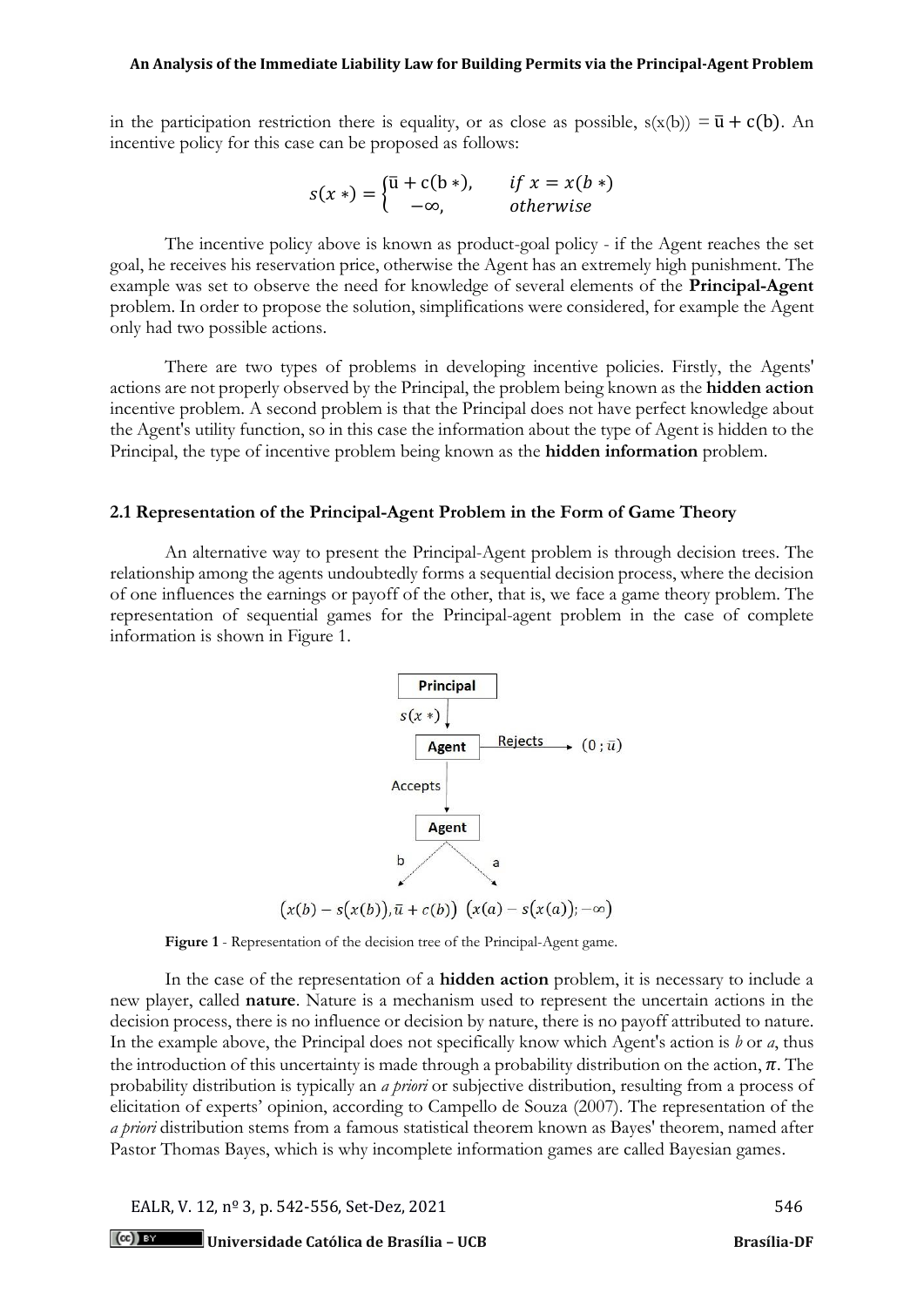in the participation restriction there is equality, or as close as possible, $s(x(b)) = \bar{u} + c(b)$. An incentive policy for this case can be proposed as follows:

$$s(x*) = \begin{cases} \bar{u} + c(b*), & if\ x = x(b*) \\ -\infty, & otherwise \end{cases}$$

The incentive policy above is known as product-goal policy - if the Agent reaches the set goal, he receives his reservation price, otherwise the Agent has an extremely high punishment. The example was set to observe the need for knowledge of several elements of the **Principal-Agent** problem. In order to propose the solution, simplifications were considered, for example the Agent only had two possible actions.

There are two types of problems in developing incentive policies. Firstly, the Agents' actions are not properly observed by the Principal, the problem being known as the **hidden action** incentive problem. A second problem is that the Principal does not have perfect knowledge about the Agent's utility function, so in this case the information about the type of Agent is hidden to the Principal, the type of incentive problem being known as the **hidden information** problem.

### 2.1 Representation of the Principal-Agent Problem in the Form of Game Theory

An alternative way to present the Principal-Agent problem is through decision trees. The relationship among the agents undoubtedly forms a sequential decision process, where the decision of one influences the earnings or payoff of the other, that is, we face a game theory problem. The representation of sequential games for the Principal-agent problem in the case of complete information is shown in Figure 1.

Principal

$s(x*)$

Agent — Rejects → $(0\,;\bar{u})$

Accepts

Agent

b    a

$(x(b) - s(x(b)), \bar{u} + c(b))$  $(x(a) - s(x(a)); -\infty)$

**Figure 1** - Representation of the decision tree of the Principal-Agent game.

In the case of the representation of a **hidden action** problem, it is necessary to include a new player, called **nature**. Nature is a mechanism used to represent the uncertain actions in the decision process, there is no influence or decision by nature, there is no payoff attributed to nature. In the example above, the Principal does not specifically know which Agent's action is *b* or *a*, thus the introduction of this uncertainty is made through a probability distribution on the action, $\pi$. The probability distribution is typically an *a priori* or subjective distribution, resulting from a process of elicitation of experts' opinion, according to Campello de Souza (2007). The representation of the *a priori* distribution stems from a famous statistical theorem known as Bayes' theorem, named after Pastor Thomas Bayes, which is why incomplete information games are called Bayesian games.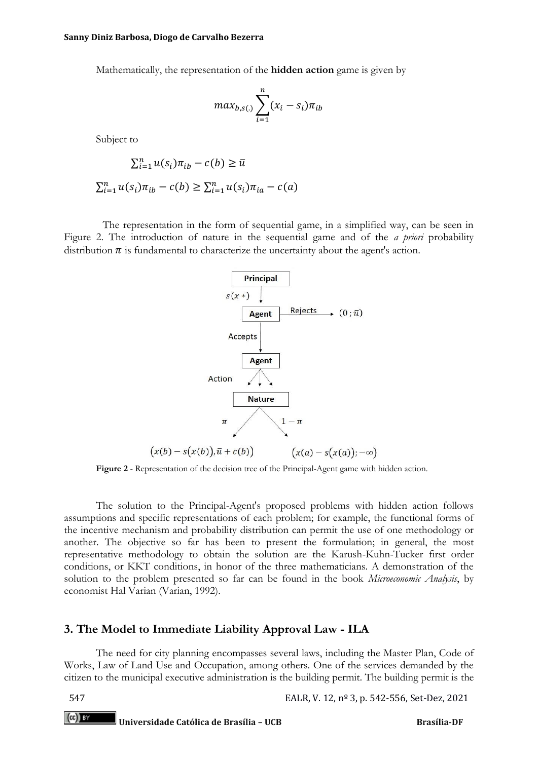Mathematically, the representation of the **hidden action** game is given by

$$max_{b,s(.)} \sum_{i=1}^{n} (x_i - s_i)\pi_{ib}$$

Subject to

$$\sum_{i=1}^{n} u(s_i)\pi_{ib} - c(b) \geq \bar{u}$$

$$\sum_{i=1}^{n} u(s_i)\pi_{ib} - c(b) \geq \sum_{i=1}^{n} u(s_i)\pi_{ia} - c(a)$$

The representation in the form of sequential game, in a simplified way, can be seen in Figure 2. The introduction of nature in the sequential game and of the *a priori* probability distribution $\pi$ is fundamental to characterize the uncertainty about the agent's action.

**Figure 2** - Representation of the decision tree of the Principal-Agent game with hidden action.

The solution to the Principal-Agent's proposed problems with hidden action follows assumptions and specific representations of each problem; for example, the functional forms of the incentive mechanism and probability distribution can permit the use of one methodology or another. The objective so far has been to present the formulation; in general, the most representative methodology to obtain the solution are the Karush-Kuhn-Tucker first order conditions, or KKT conditions, in honor of the three mathematicians. A demonstration of the solution to the problem presented so far can be found in the book *Microeconomic Analysis*, by economist Hal Varian (Varian, 1992).

## 3. The Model to Immediate Liability Approval Law - ILA

The need for city planning encompasses several laws, including the Master Plan, Code of Works, Law of Land Use and Occupation, among others. One of the services demanded by the citizen to the municipal executive administration is the building permit. The building permit is the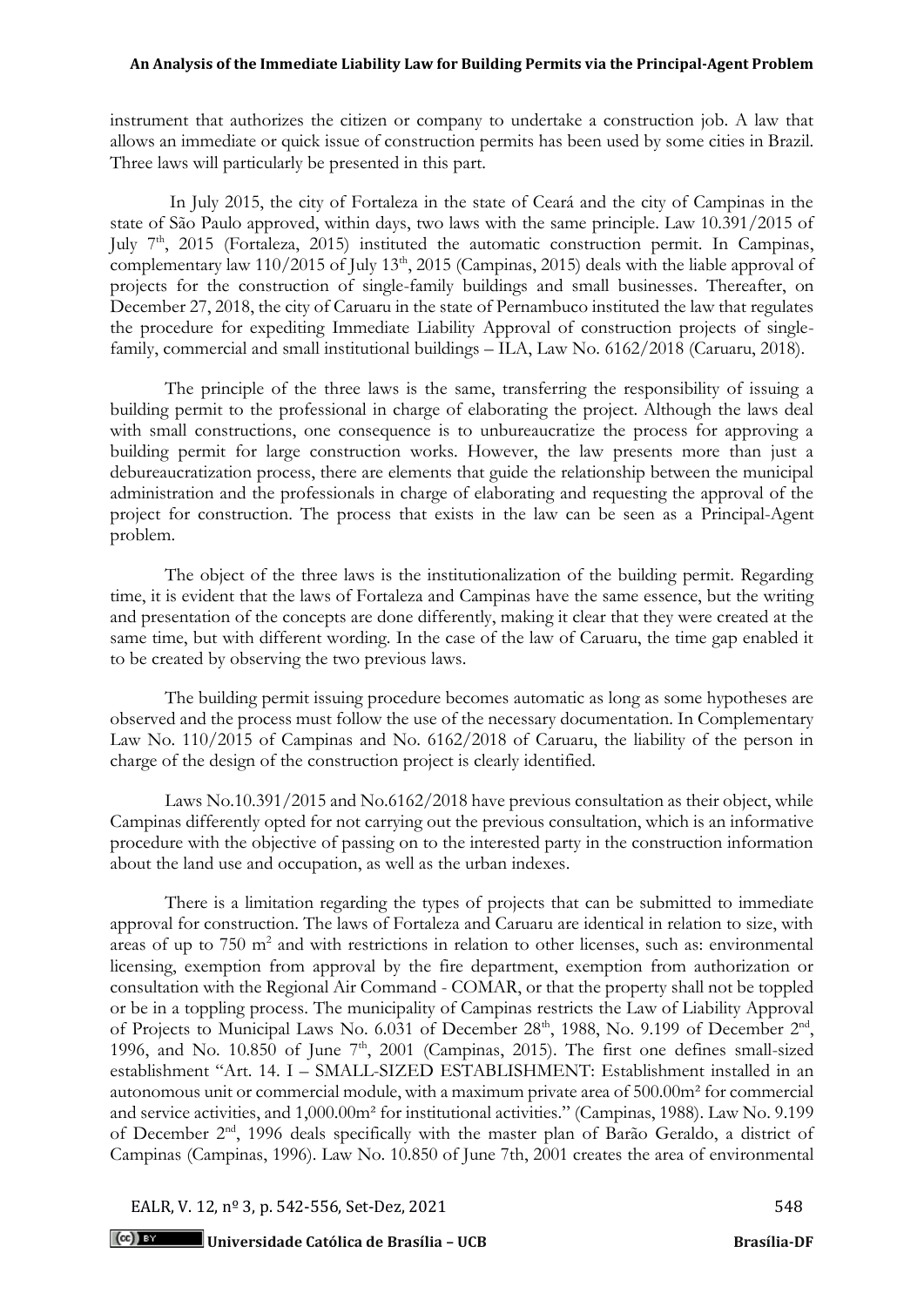instrument that authorizes the citizen or company to undertake a construction job. A law that allows an immediate or quick issue of construction permits has been used by some cities in Brazil. Three laws will particularly be presented in this part.

In July 2015, the city of Fortaleza in the state of Ceará and the city of Campinas in the state of São Paulo approved, within days, two laws with the same principle. Law 10.391/2015 of July 7th, 2015 (Fortaleza, 2015) instituted the automatic construction permit. In Campinas, complementary law 110/2015 of July 13th, 2015 (Campinas, 2015) deals with the liable approval of projects for the construction of single-family buildings and small businesses. Thereafter, on December 27, 2018, the city of Caruaru in the state of Pernambuco instituted the law that regulates the procedure for expediting Immediate Liability Approval of construction projects of single-family, commercial and small institutional buildings – ILA, Law No. 6162/2018 (Caruaru, 2018).

The principle of the three laws is the same, transferring the responsibility of issuing a building permit to the professional in charge of elaborating the project. Although the laws deal with small constructions, one consequence is to unbureaucratize the process for approving a building permit for large construction works. However, the law presents more than just a debureaucratization process, there are elements that guide the relationship between the municipal administration and the professionals in charge of elaborating and requesting the approval of the project for construction. The process that exists in the law can be seen as a Principal-Agent problem.

The object of the three laws is the institutionalization of the building permit. Regarding time, it is evident that the laws of Fortaleza and Campinas have the same essence, but the writing and presentation of the concepts are done differently, making it clear that they were created at the same time, but with different wording. In the case of the law of Caruaru, the time gap enabled it to be created by observing the two previous laws.

The building permit issuing procedure becomes automatic as long as some hypotheses are observed and the process must follow the use of the necessary documentation. In Complementary Law No. 110/2015 of Campinas and No. 6162/2018 of Caruaru, the liability of the person in charge of the design of the construction project is clearly identified.

Laws No.10.391/2015 and No.6162/2018 have previous consultation as their object, while Campinas differently opted for not carrying out the previous consultation, which is an informative procedure with the objective of passing on to the interested party in the construction information about the land use and occupation, as well as the urban indexes.

There is a limitation regarding the types of projects that can be submitted to immediate approval for construction. The laws of Fortaleza and Caruaru are identical in relation to size, with areas of up to 750 m² and with restrictions in relation to other licenses, such as: environmental licensing, exemption from approval by the fire department, exemption from authorization or consultation with the Regional Air Command - COMAR, or that the property shall not be toppled or be in a toppling process. The municipality of Campinas restricts the Law of Liability Approval of Projects to Municipal Laws No. 6.031 of December 28th, 1988, No. 9.199 of December 2nd, 1996, and No. 10.850 of June 7th, 2001 (Campinas, 2015). The first one defines small-sized establishment "Art. 14. I – SMALL-SIZED ESTABLISHMENT: Establishment installed in an autonomous unit or commercial module, with a maximum private area of 500.00m² for commercial and service activities, and 1,000.00m² for institutional activities." (Campinas, 1988). Law No. 9.199 of December 2nd, 1996 deals specifically with the master plan of Barão Geraldo, a district of Campinas (Campinas, 1996). Law No. 10.850 of June 7th, 2001 creates the area of environmental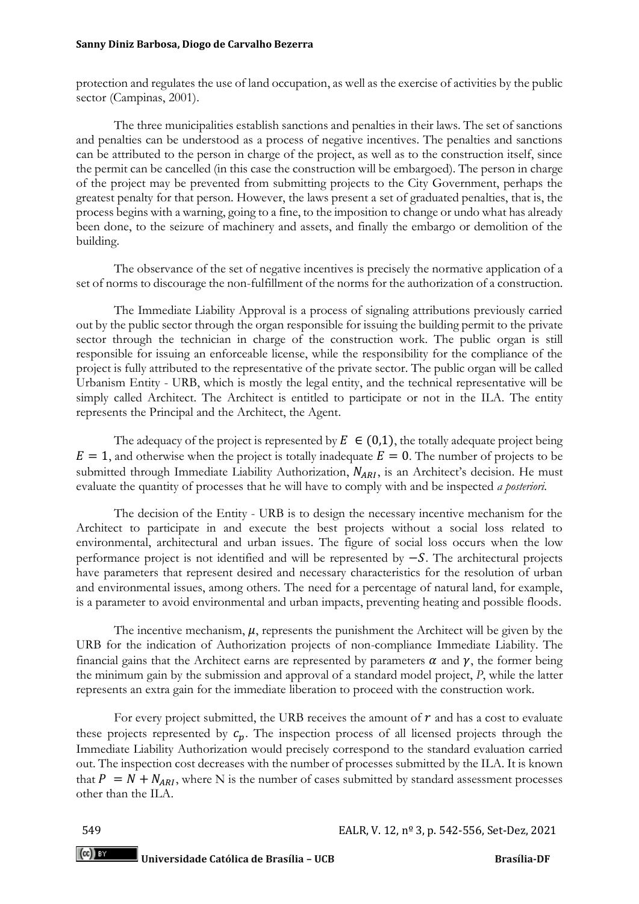protection and regulates the use of land occupation, as well as the exercise of activities by the public sector (Campinas, 2001).

The three municipalities establish sanctions and penalties in their laws. The set of sanctions and penalties can be understood as a process of negative incentives. The penalties and sanctions can be attributed to the person in charge of the project, as well as to the construction itself, since the permit can be cancelled (in this case the construction will be embargoed). The person in charge of the project may be prevented from submitting projects to the City Government, perhaps the greatest penalty for that person. However, the laws present a set of graduated penalties, that is, the process begins with a warning, going to a fine, to the imposition to change or undo what has already been done, to the seizure of machinery and assets, and finally the embargo or demolition of the building.

The observance of the set of negative incentives is precisely the normative application of a set of norms to discourage the non-fulfillment of the norms for the authorization of a construction.

The Immediate Liability Approval is a process of signaling attributions previously carried out by the public sector through the organ responsible for issuing the building permit to the private sector through the technician in charge of the construction work. The public organ is still responsible for issuing an enforceable license, while the responsibility for the compliance of the project is fully attributed to the representative of the private sector. The public organ will be called Urbanism Entity - URB, which is mostly the legal entity, and the technical representative will be simply called Architect. The Architect is entitled to participate or not in the ILA. The entity represents the Principal and the Architect, the Agent.

The adequacy of the project is represented by $E \in (0,1)$, the totally adequate project being $E = 1$, and otherwise when the project is totally inadequate $E = 0$. The number of projects to be submitted through Immediate Liability Authorization, $N_{ARI}$, is an Architect's decision. He must evaluate the quantity of processes that he will have to comply with and be inspected *a posteriori*.

The decision of the Entity - URB is to design the necessary incentive mechanism for the Architect to participate in and execute the best projects without a social loss related to environmental, architectural and urban issues. The figure of social loss occurs when the low performance project is not identified and will be represented by $-S$. The architectural projects have parameters that represent desired and necessary characteristics for the resolution of urban and environmental issues, among others. The need for a percentage of natural land, for example, is a parameter to avoid environmental and urban impacts, preventing heating and possible floods.

The incentive mechanism, $\mu$, represents the punishment the Architect will be given by the URB for the indication of Authorization projects of non-compliance Immediate Liability. The financial gains that the Architect earns are represented by parameters $\alpha$ and $\gamma$, the former being the minimum gain by the submission and approval of a standard model project, *P*, while the latter represents an extra gain for the immediate liberation to proceed with the construction work.

For every project submitted, the URB receives the amount of $r$ and has a cost to evaluate these projects represented by $c_p$. The inspection process of all licensed projects through the Immediate Liability Authorization would precisely correspond to the standard evaluation carried out. The inspection cost decreases with the number of processes submitted by the ILA. It is known that $P = N + N_{ARI}$, where N is the number of cases submitted by standard assessment processes other than the ILA.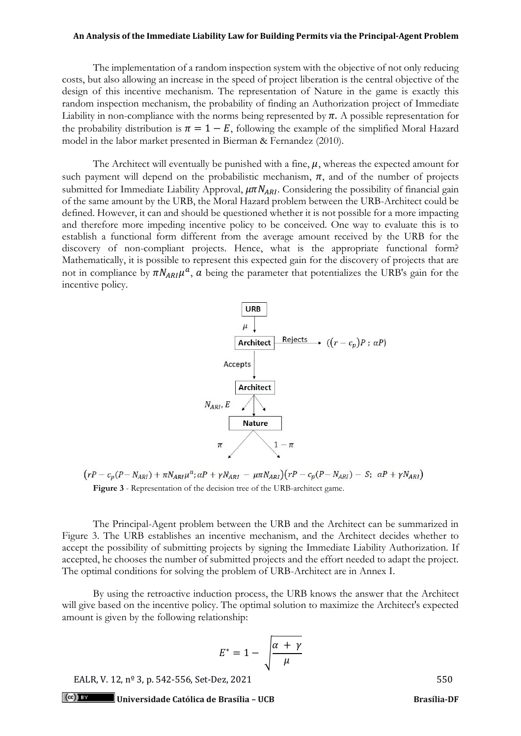The implementation of a random inspection system with the objective of not only reducing costs, but also allowing an increase in the speed of project liberation is the central objective of the design of this incentive mechanism. The representation of Nature in the game is exactly this random inspection mechanism, the probability of finding an Authorization project of Immediate Liability in non-compliance with the norms being represented by $\pi$. A possible representation for the probability distribution is $\pi = 1 - E$, following the example of the simplified Moral Hazard model in the labor market presented in Bierman & Fernandez (2010).

The Architect will eventually be punished with a fine, $\mu$, whereas the expected amount for such payment will depend on the probabilistic mechanism, $\pi$, and of the number of projects submitted for Immediate Liability Approval, $\mu\pi N_{ARI}$. Considering the possibility of financial gain of the same amount by the URB, the Moral Hazard problem between the URB-Architect could be defined. However, it can and should be questioned whether it is not possible for a more impacting and therefore more impeding incentive policy to be conceived. One way to evaluate this is to establish a functional form different from the average amount received by the URB for the discovery of non-compliant projects. Hence, what is the appropriate functional form? Mathematically, it is possible to represent this expected gain for the discovery of projects that are not in compliance by $\pi N_{ARI}\mu^{a}$, $a$ being the parameter that potentializes the URB's gain for the incentive policy.

URB → $\mu$ → Architect — Rejects → $((r - c_p)P \,;\, \alpha P)$

Accepts → Architect → $N_{ARI}, E$ → Nature → $\pi$ / $1 - \pi$

$\left(rP - c_p(P - N_{ARI}) + \pi N_{ARI}\mu^{a}; \alpha P + \gamma N_{ARI} - \mu\pi N_{ARI}\right)\left(rP - c_p(P - N_{ARI}) - S;\ \alpha P + \gamma N_{ARI}\right)$

**Figure 3** - Representation of the decision tree of the URB-architect game.

The Principal-Agent problem between the URB and the Architect can be summarized in Figure 3. The URB establishes an incentive mechanism, and the Architect decides whether to accept the possibility of submitting projects by signing the Immediate Liability Authorization. If accepted, he chooses the number of submitted projects and the effort needed to adapt the project. The optimal conditions for solving the problem of URB-Architect are in Annex I.

By using the retroactive induction process, the URB knows the answer that the Architect will give based on the incentive policy. The optimal solution to maximize the Architect's expected amount is given by the following relationship:

$$E^{*} = 1 - \sqrt{\frac{\alpha + \gamma}{\mu}}$$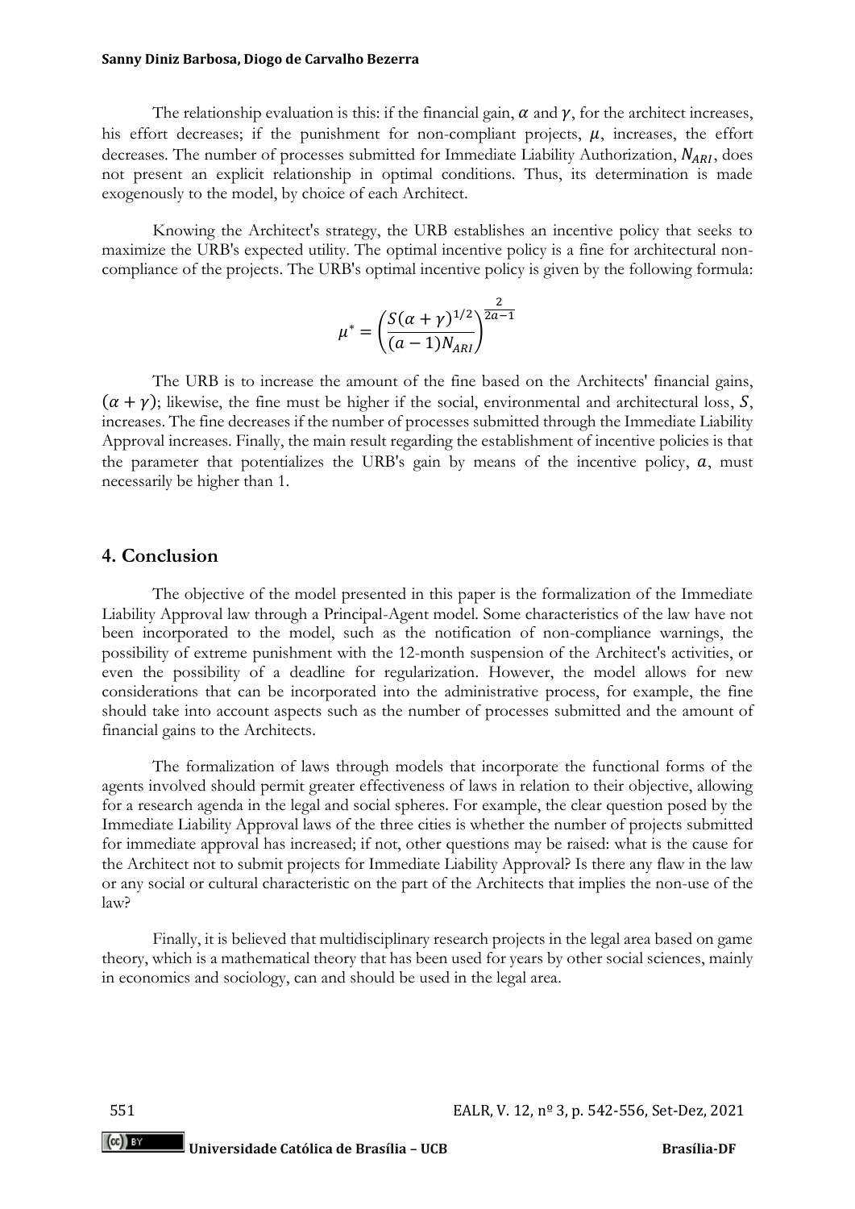The relationship evaluation is this: if the financial gain, $\alpha$ and $\gamma$, for the architect increases, his effort decreases; if the punishment for non-compliant projects, $\mu$, increases, the effort decreases. The number of processes submitted for Immediate Liability Authorization, $N_{ARI}$, does not present an explicit relationship in optimal conditions. Thus, its determination is made exogenously to the model, by choice of each Architect.

Knowing the Architect's strategy, the URB establishes an incentive policy that seeks to maximize the URB's expected utility. The optimal incentive policy is a fine for architectural non-compliance of the projects. The URB's optimal incentive policy is given by the following formula:

$$\mu^* = \left(\frac{S(\alpha+\gamma)^{1/2}}{(a-1)N_{ARI}}\right)^{\frac{2}{2a-1}}$$

The URB is to increase the amount of the fine based on the Architects' financial gains, $(\alpha + \gamma)$; likewise, the fine must be higher if the social, environmental and architectural loss, $S$, increases. The fine decreases if the number of processes submitted through the Immediate Liability Approval increases. Finally, the main result regarding the establishment of incentive policies is that the parameter that potentializes the URB's gain by means of the incentive policy, $a$, must necessarily be higher than 1.

## 4. Conclusion

The objective of the model presented in this paper is the formalization of the Immediate Liability Approval law through a Principal-Agent model. Some characteristics of the law have not been incorporated to the model, such as the notification of non-compliance warnings, the possibility of extreme punishment with the 12-month suspension of the Architect's activities, or even the possibility of a deadline for regularization. However, the model allows for new considerations that can be incorporated into the administrative process, for example, the fine should take into account aspects such as the number of processes submitted and the amount of financial gains to the Architects.

The formalization of laws through models that incorporate the functional forms of the agents involved should permit greater effectiveness of laws in relation to their objective, allowing for a research agenda in the legal and social spheres. For example, the clear question posed by the Immediate Liability Approval laws of the three cities is whether the number of projects submitted for immediate approval has increased; if not, other questions may be raised: what is the cause for the Architect not to submit projects for Immediate Liability Approval? Is there any flaw in the law or any social or cultural characteristic on the part of the Architects that implies the non-use of the law?

Finally, it is believed that multidisciplinary research projects in the legal area based on game theory, which is a mathematical theory that has been used for years by other social sciences, mainly in economics and sociology, can and should be used in the legal area.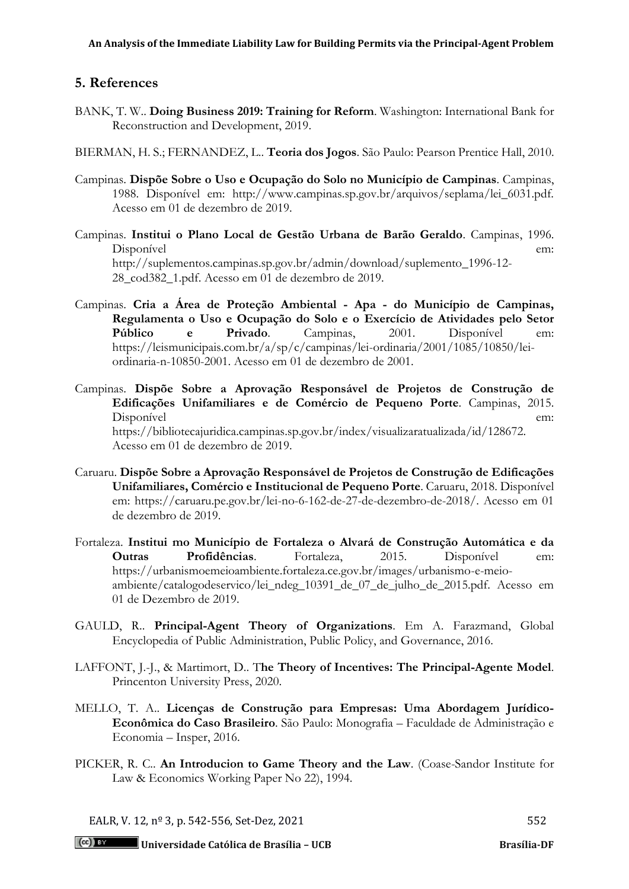## 5. References

BANK, T. W.. **Doing Business 2019: Training for Reform**. Washington: International Bank for Reconstruction and Development, 2019.

BIERMAN, H. S.; FERNANDEZ, L.. **Teoria dos Jogos**. São Paulo: Pearson Prentice Hall, 2010.

Campinas. **Dispõe Sobre o Uso e Ocupação do Solo no Município de Campinas**. Campinas, 1988. Disponível em: http://www.campinas.sp.gov.br/arquivos/seplama/lei_6031.pdf. Acesso em 01 de dezembro de 2019.

Campinas. **Institui o Plano Local de Gestão Urbana de Barão Geraldo**. Campinas, 1996. Disponível em: http://suplementos.campinas.sp.gov.br/admin/download/suplemento_1996-12-28_cod382_1.pdf. Acesso em 01 de dezembro de 2019.

Campinas. **Cria a Área de Proteção Ambiental - Apa - do Município de Campinas, Regulamenta o Uso e Ocupação do Solo e o Exercício de Atividades pelo Setor Público e Privado**. Campinas, 2001. Disponível em: https://leismunicipais.com.br/a/sp/c/campinas/lei-ordinaria/2001/1085/10850/lei-ordinaria-n-10850-2001. Acesso em 01 de dezembro de 2001.

Campinas. **Dispõe Sobre a Aprovação Responsável de Projetos de Construção de Edificações Unifamiliares e de Comércio de Pequeno Porte**. Campinas, 2015. Disponível em: https://bibliotecajuridica.campinas.sp.gov.br/index/visualizaratualizada/id/128672. Acesso em 01 de dezembro de 2019.

Caruaru. **Dispõe Sobre a Aprovação Responsável de Projetos de Construção de Edificações Unifamiliares, Comércio e Institucional de Pequeno Porte**. Caruaru, 2018. Disponível em: https://caruaru.pe.gov.br/lei-no-6-162-de-27-de-dezembro-de-2018/. Acesso em 01 de dezembro de 2019.

Fortaleza. **Institui mo Município de Fortaleza o Alvará de Construção Automática e da Outras Profidências**. Fortaleza, 2015. Disponível em: https://urbanismoemeioambiente.fortaleza.ce.gov.br/images/urbanismo-e-meio-ambiente/catalogodeservico/lei_ndeg_10391_de_07_de_julho_de_2015.pdf. Acesso em 01 de Dezembro de 2019.

GAULD, R.. **Principal-Agent Theory of Organizations**. Em A. Farazmand, Global Encyclopedia of Public Administration, Public Policy, and Governance, 2016.

LAFFONT, J.-J., & Martimort, D.. T**he Theory of Incentives: The Principal-Agente Model**. Princenton University Press, 2020.

MELLO, T. A.. **Licenças de Construção para Empresas: Uma Abordagem Jurídico-Econômica do Caso Brasileiro**. São Paulo: Monografia – Faculdade de Administração e Economia – Insper, 2016.

PICKER, R. C.. **An Introducion to Game Theory and the Law**. (Coase-Sandor Institute for Law & Economics Working Paper No 22), 1994.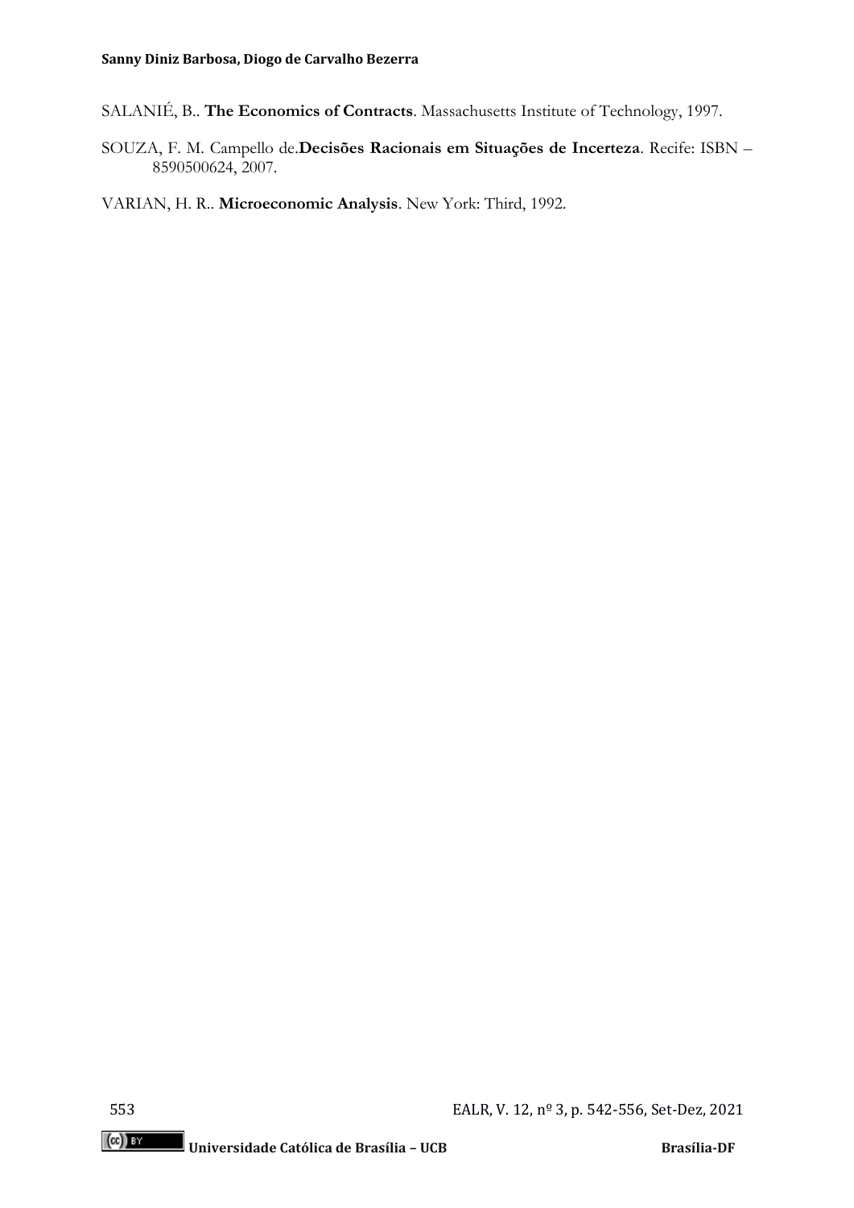SALANIÉ, B.. **The Economics of Contracts**. Massachusetts Institute of Technology, 1997.

SOUZA, F. M. Campello de.**Decisões Racionais em Situações de Incerteza**. Recife: ISBN – 8590500624, 2007.

VARIAN, H. R.. **Microeconomic Analysis**. New York: Third, 1992.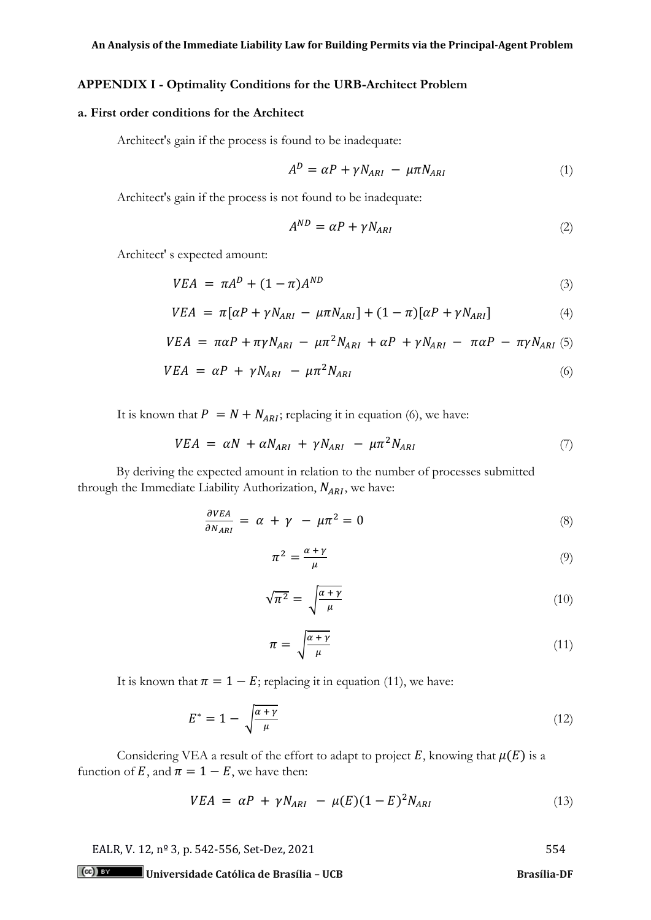## APPENDIX I - Optimality Conditions for the URB-Architect Problem

### a. First order conditions for the Architect

Architect's gain if the process is found to be inadequate:

$$A^D = \alpha P + \gamma N_{ARI} - \mu\pi N_{ARI} \tag{1}$$

Architect's gain if the process is not found to be inadequate:

$$A^{ND} = \alpha P + \gamma N_{ARI} \tag{2}$$

Architect' s expected amount:

$$VEA = \pi A^D + (1-\pi)A^{ND} \tag{3}$$

$$VEA = \pi[\alpha P + \gamma N_{ARI} - \mu\pi N_{ARI}] + (1-\pi)[\alpha P + \gamma N_{ARI}] \tag{4}$$

$$VEA = \pi\alpha P + \pi\gamma N_{ARI} - \mu\pi^2 N_{ARI} + \alpha P + \gamma N_{ARI} - \pi\alpha P - \pi\gamma N_{ARI} \tag{5}$$

$$VEA = \alpha P + \gamma N_{ARI} - \mu\pi^2 N_{ARI} \tag{6}$$

It is known that $P = N + N_{ARI}$; replacing it in equation (6), we have:

$$VEA = \alpha N + \alpha N_{ARI} + \gamma N_{ARI} - \mu\pi^2 N_{ARI} \tag{7}$$

By deriving the expected amount in relation to the number of processes submitted through the Immediate Liability Authorization, $N_{ARI}$, we have:

$$\frac{\partial VEA}{\partial N_{ARI}} = \alpha + \gamma - \mu\pi^2 = 0 \tag{8}$$

$$\pi^2 = \frac{\alpha+\gamma}{\mu} \tag{9}$$

$$\sqrt{\pi^2} = \sqrt{\frac{\alpha+\gamma}{\mu}} \tag{10}$$

$$\pi = \sqrt{\frac{\alpha+\gamma}{\mu}} \tag{11}$$

It is known that $\pi = 1 - E$; replacing it in equation (11), we have:

$$E^* = 1 - \sqrt{\frac{\alpha+\gamma}{\mu}} \tag{12}$$

Considering VEA a result of the effort to adapt to project $E$, knowing that $\mu(E)$ is a function of $E$, and $\pi = 1 - E$, we have then:

$$VEA = \alpha P + \gamma N_{ARI} - \mu(E)(1-E)^2 N_{ARI} \tag{13}$$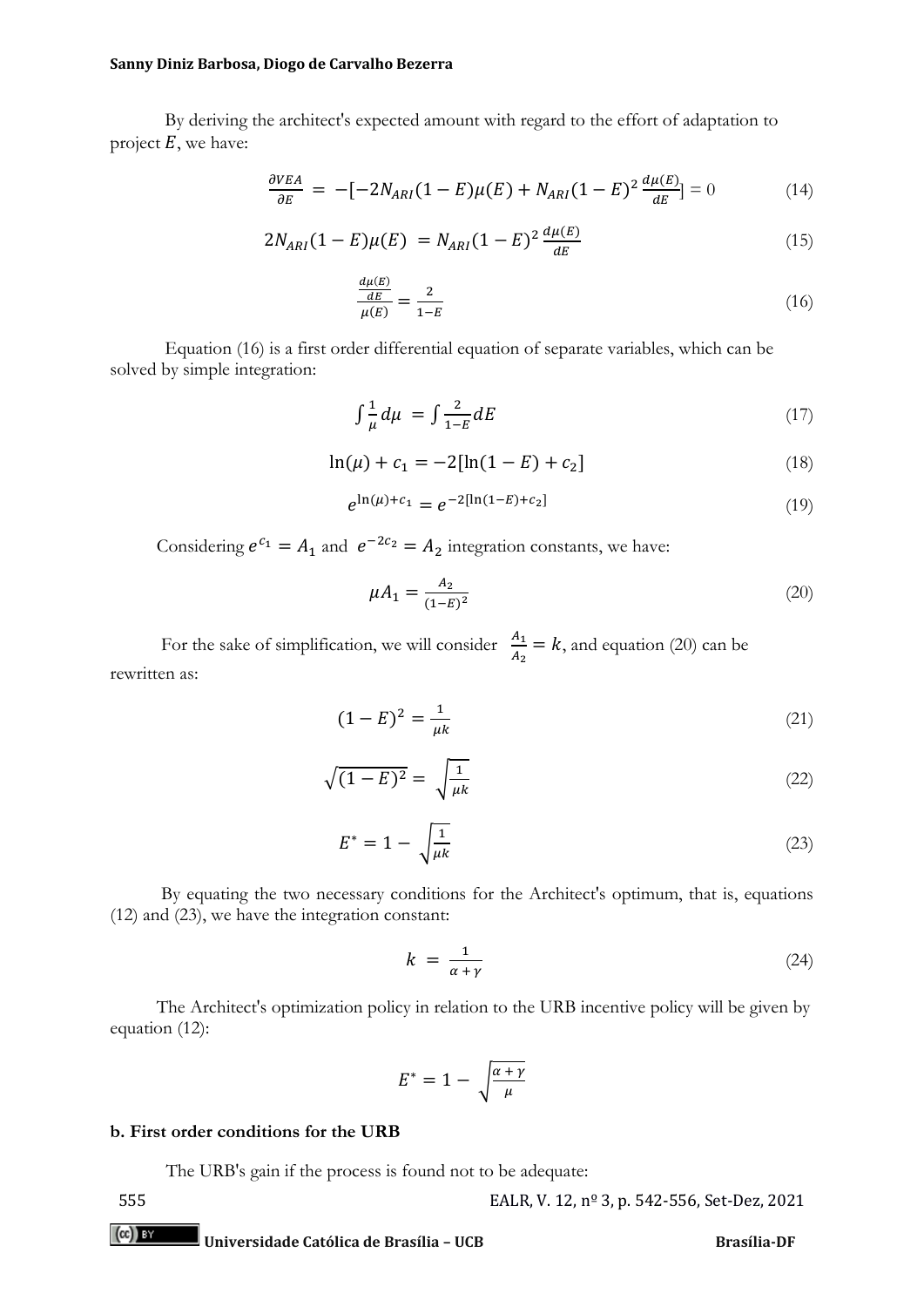By deriving the architect's expected amount with regard to the effort of adaptation to project $E$, we have:

$$\frac{\partial VEA}{\partial E} = -[-2N_{ARI}(1-E)\mu(E) + N_{ARI}(1-E)^2 \frac{d\mu(E)}{dE}] = 0 \tag{14}$$

$$2N_{ARI}(1-E)\mu(E) = N_{ARI}(1-E)^2 \frac{d\mu(E)}{dE} \tag{15}$$

$$\frac{\frac{d\mu(E)}{dE}}{\mu(E)} = \frac{2}{1-E} \tag{16}$$

Equation (16) is a first order differential equation of separate variables, which can be solved by simple integration:

$$\int \frac{1}{\mu} d\mu = \int \frac{2}{1-E} dE \tag{17}$$

$$\ln(\mu) + c_1 = -2[\ln(1-E) + c_2] \tag{18}$$

$$e^{\ln(\mu)+c_1} = e^{-2[\ln(1-E)+c_2]} \tag{19}$$

Considering $e^{c_1} = A_1$ and $e^{-2c_2} = A_2$ integration constants, we have:

$$\mu A_1 = \frac{A_2}{(1-E)^2} \tag{20}$$

For the sake of simplification, we will consider $\frac{A_1}{A_2} = k$, and equation (20) can be rewritten as:

$$(1-E)^2 = \frac{1}{\mu k} \tag{21}$$

$$\sqrt{(1-E)^2} = \sqrt{\frac{1}{\mu k}} \tag{22}$$

$$E^* = 1 - \sqrt{\frac{1}{\mu k}} \tag{23}$$

By equating the two necessary conditions for the Architect's optimum, that is, equations (12) and (23), we have the integration constant:

$$k = \frac{1}{\alpha + \gamma} \tag{24}$$

The Architect's optimization policy in relation to the URB incentive policy will be given by equation (12):

$$E^* = 1 - \sqrt{\frac{\alpha + \gamma}{\mu}}$$

**b. First order conditions for the URB**

The URB's gain if the process is found not to be adequate: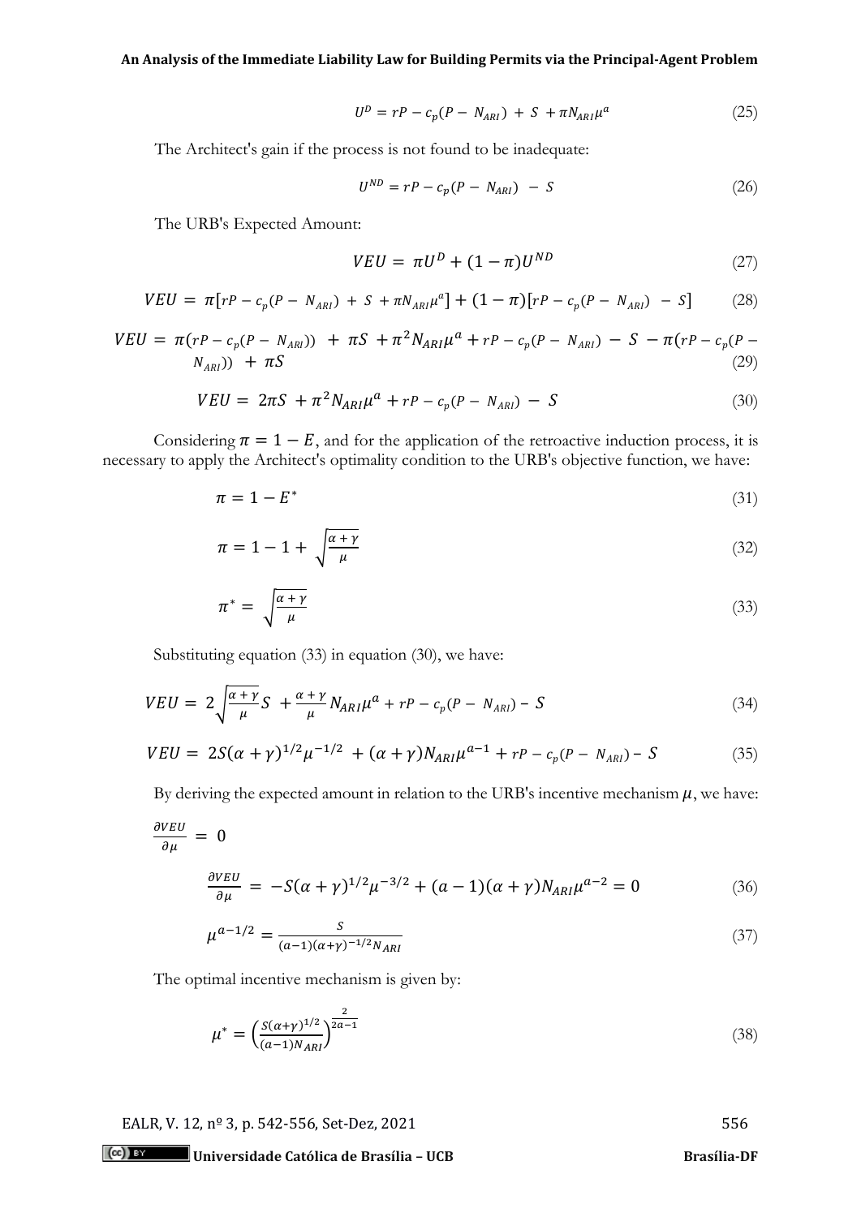$$U^D = rP - c_p(P - N_{ARI}) + S + \pi N_{ARI}\mu^a \tag{25}$$

The Architect's gain if the process is not found to be inadequate:

$$U^{ND} = rP - c_p(P - N_{ARI}) - S \tag{26}$$

The URB's Expected Amount:

$$VEU = \pi U^D + (1 - \pi)U^{ND} \tag{27}$$

$$VEU = \pi[rP - c_p(P - N_{ARI}) + S + \pi N_{ARI}\mu^a] + (1 - \pi)[rP - c_p(P - N_{ARI}) - S] \tag{28}$$

$$VEU = \pi(rP - c_p(P - N_{ARI})) + \pi S + \pi^2 N_{ARI}\mu^a + rP - c_p(P - N_{ARI}) - S - \pi(rP - c_p(P - N_{ARI})) + \pi S \tag{29}$$

$$VEU = 2\pi S + \pi^2 N_{ARI}\mu^a + rP - c_p(P - N_{ARI}) - S \tag{30}$$

Considering $\pi = 1 - E$, and for the application of the retroactive induction process, it is necessary to apply the Architect's optimality condition to the URB's objective function, we have:

$$\pi = 1 - E^* \tag{31}$$

$$\pi = 1 - 1 + \sqrt{\frac{\alpha + \gamma}{\mu}} \tag{32}$$

$$\pi^* = \sqrt{\frac{\alpha + \gamma}{\mu}} \tag{33}$$

Substituting equation (33) in equation (30), we have:

$$VEU = 2\sqrt{\frac{\alpha + \gamma}{\mu}}S + \frac{\alpha + \gamma}{\mu}N_{ARI}\mu^a + rP - c_p(P - N_{ARI}) - S \tag{34}$$

$$VEU = 2S(\alpha + \gamma)^{1/2}\mu^{-1/2} + (\alpha + \gamma)N_{ARI}\mu^{a-1} + rP - c_p(P - N_{ARI}) - S \tag{35}$$

By deriving the expected amount in relation to the URB's incentive mechanism $\mu$, we have:

$$\frac{\partial VEU}{\partial \mu} = 0$$

$$\frac{\partial VEU}{\partial \mu} = -S(\alpha + \gamma)^{1/2}\mu^{-3/2} + (a - 1)(\alpha + \gamma)N_{ARI}\mu^{a-2} = 0 \tag{36}$$

$$\mu^{a-1/2} = \frac{S}{(a-1)(\alpha+\gamma)^{-1/2}N_{ARI}} \tag{37}$$

The optimal incentive mechanism is given by:

$$\mu^* = \left(\frac{S(\alpha+\gamma)^{1/2}}{(a-1)N_{ARI}}\right)^{\frac{2}{2a-1}} \tag{38}$$